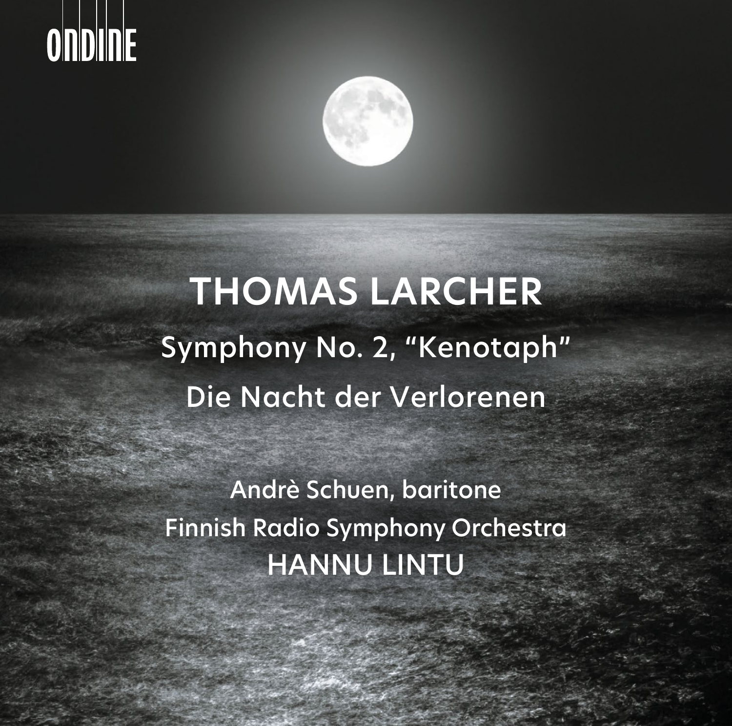ONDINE

# THOMAS LARCHER

## Symphony No. 2, "Kenotaph"

## Die Nacht der Verlorenen

Andrè Schuen, baritone

Finnish Radio Symphony Orchestra

HANNU LINTU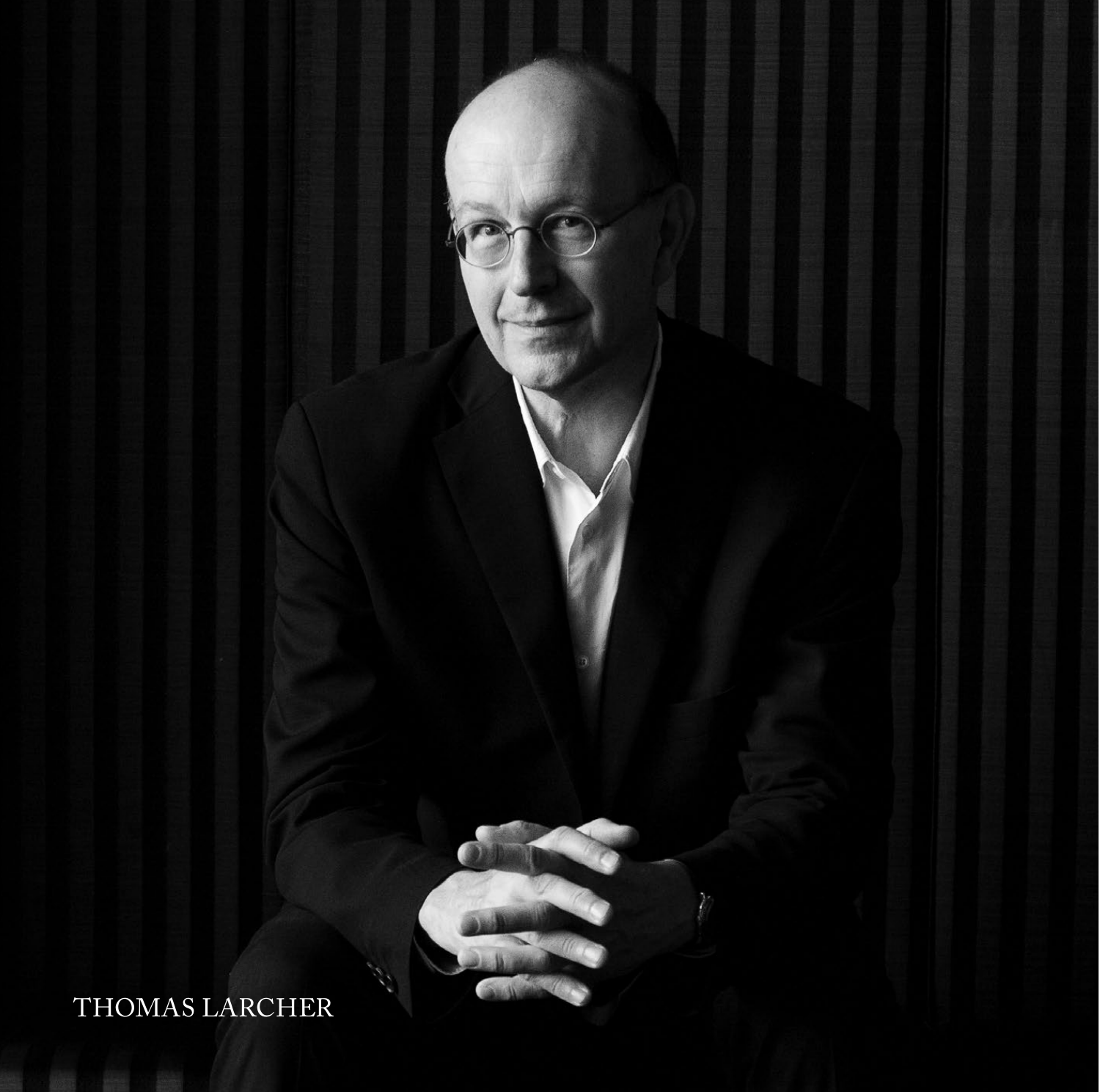THOMAS LARCHER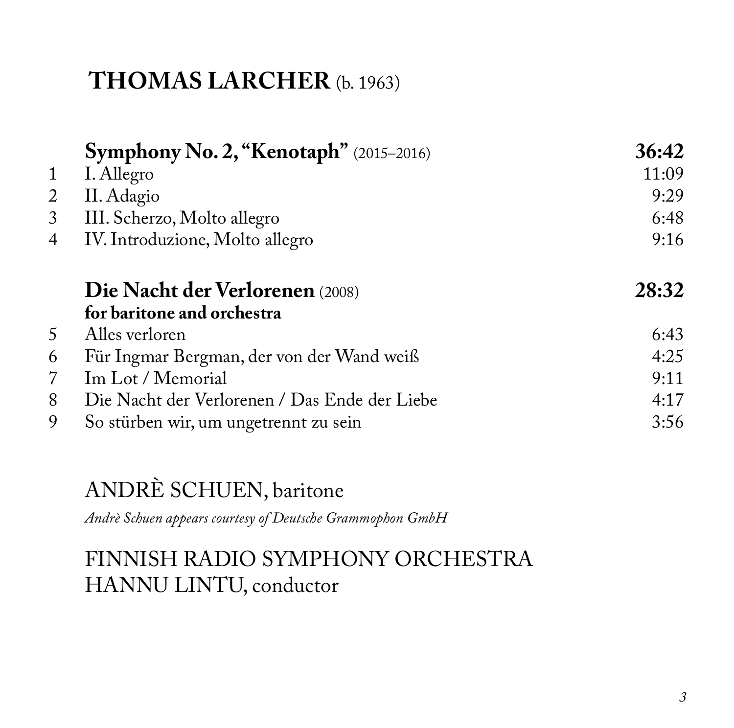# **THOMAS LARCHER** (b. 1963)

| | | |
|---|---|---|
| | **Symphony No. 2, "Kenotaph"** (2015–2016) | **36:42** |
| 1 | I. Allegro | 11:09 |
| 2 | II. Adagio | 9:29 |
| 3 | III. Scherzo, Molto allegro | 6:48 |
| 4 | IV. Introduzione, Molto allegro | 9:16 |
| | | |
| | **Die Nacht der Verlorenen** (2008) **for baritone and orchestra** | **28:32** |
| 5 | Alles verloren | 6:43 |
| 6 | Für Ingmar Bergman, der von der Wand weiß | 4:25 |
| 7 | Im Lot / Memorial | 9:11 |
| 8 | Die Nacht der Verlorenen / Das Ende der Liebe | 4:17 |
| 9 | So stürben wir, um ungetrennt zu sein | 3:56 |

ANDRÈ SCHUEN, baritone

*Andrè Schuen appears courtesy of Deutsche Grammophon GmbH*

FINNISH RADIO SYMPHONY ORCHESTRA
HANNU LINTU, conductor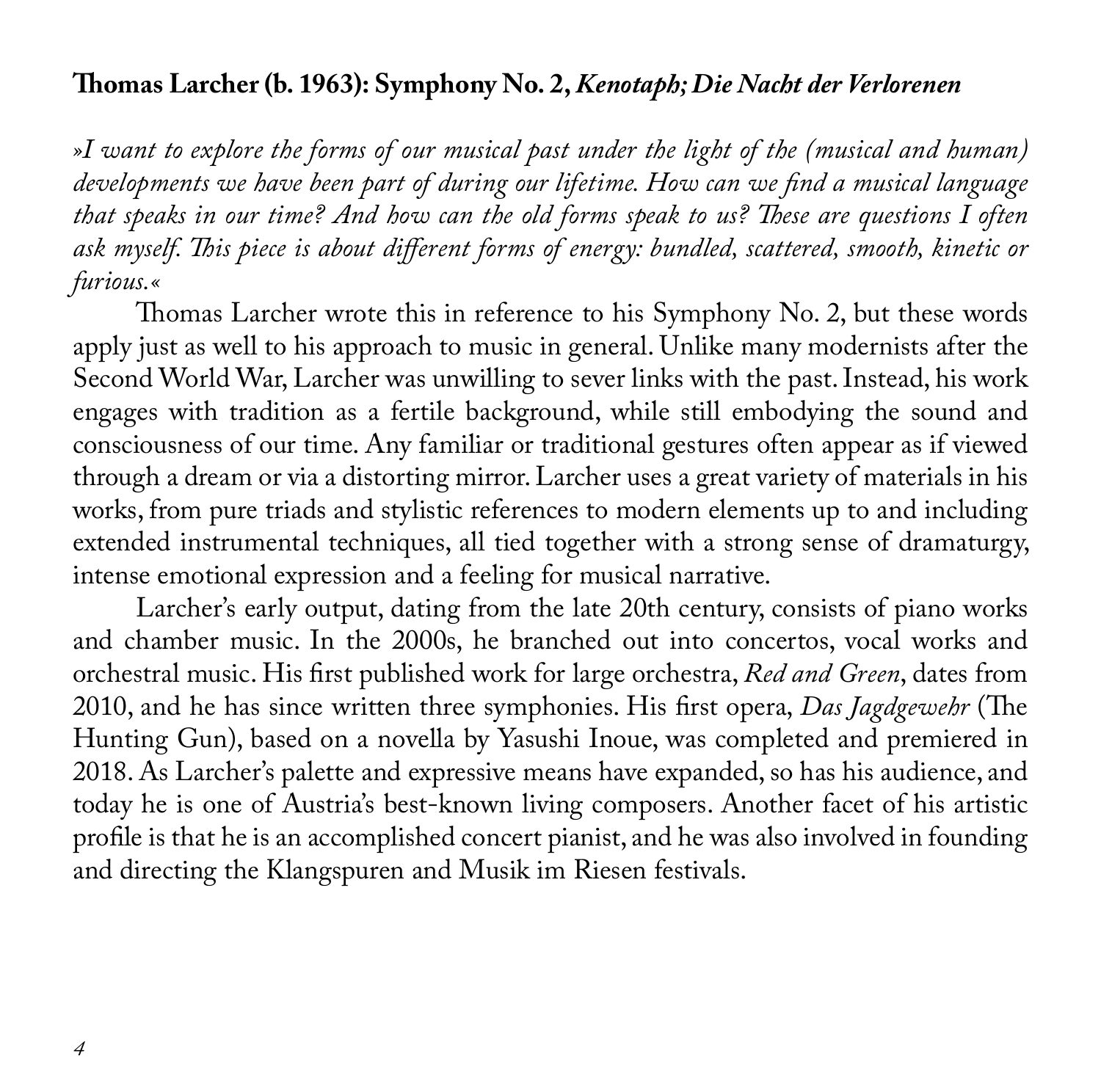## **Thomas Larcher (b. 1963): Symphony No. 2, *Kenotaph; Die Nacht der Verlorenen***

*»I want to explore the forms of our musical past under the light of the (musical and human) developments we have been part of during our lifetime. How can we find a musical language that speaks in our time? And how can the old forms speak to us? These are questions I often ask myself. This piece is about different forms of energy: bundled, scattered, smooth, kinetic or furious.«*

Thomas Larcher wrote this in reference to his Symphony No. 2, but these words apply just as well to his approach to music in general. Unlike many modernists after the Second World War, Larcher was unwilling to sever links with the past. Instead, his work engages with tradition as a fertile background, while still embodying the sound and consciousness of our time. Any familiar or traditional gestures often appear as if viewed through a dream or via a distorting mirror. Larcher uses a great variety of materials in his works, from pure triads and stylistic references to modern elements up to and including extended instrumental techniques, all tied together with a strong sense of dramaturgy, intense emotional expression and a feeling for musical narrative.

Larcher's early output, dating from the late 20th century, consists of piano works and chamber music. In the 2000s, he branched out into concertos, vocal works and orchestral music. His first published work for large orchestra, *Red and Green*, dates from 2010, and he has since written three symphonies. His first opera, *Das Jagdgewehr* (The Hunting Gun), based on a novella by Yasushi Inoue, was completed and premiered in 2018. As Larcher's palette and expressive means have expanded, so has his audience, and today he is one of Austria's best-known living composers. Another facet of his artistic profile is that he is an accomplished concert pianist, and he was also involved in founding and directing the Klangspuren and Musik im Riesen festivals.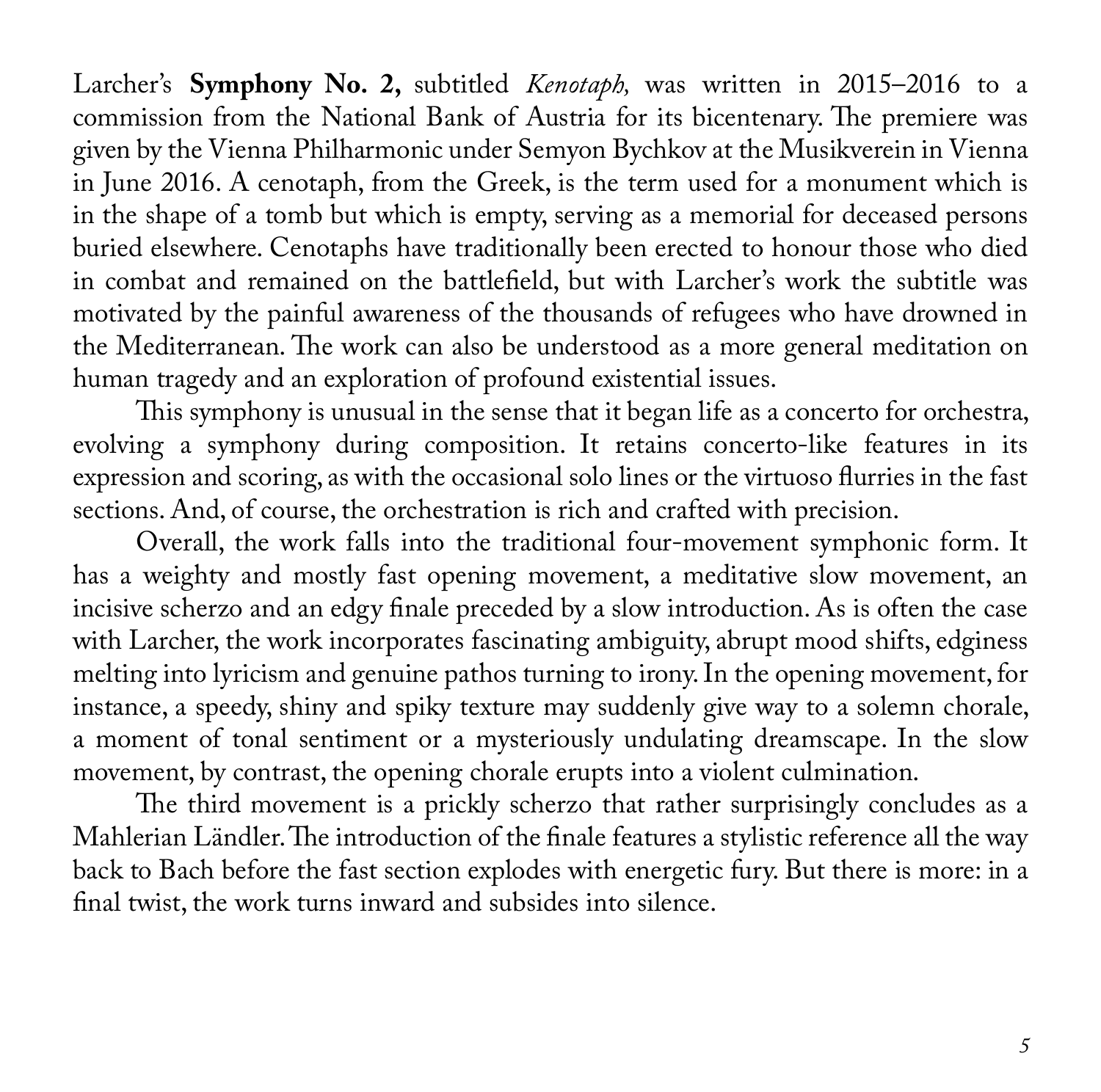Larcher's **Symphony No. 2,** subtitled *Kenotaph,* was written in 2015–2016 to a commission from the National Bank of Austria for its bicentenary. The premiere was given by the Vienna Philharmonic under Semyon Bychkov at the Musikverein in Vienna in June 2016. A cenotaph, from the Greek, is the term used for a monument which is in the shape of a tomb but which is empty, serving as a memorial for deceased persons buried elsewhere. Cenotaphs have traditionally been erected to honour those who died in combat and remained on the battlefield, but with Larcher's work the subtitle was motivated by the painful awareness of the thousands of refugees who have drowned in the Mediterranean. The work can also be understood as a more general meditation on human tragedy and an exploration of profound existential issues.

This symphony is unusual in the sense that it began life as a concerto for orchestra, evolving a symphony during composition. It retains concerto-like features in its expression and scoring, as with the occasional solo lines or the virtuoso flurries in the fast sections. And, of course, the orchestration is rich and crafted with precision.

Overall, the work falls into the traditional four-movement symphonic form. It has a weighty and mostly fast opening movement, a meditative slow movement, an incisive scherzo and an edgy finale preceded by a slow introduction. As is often the case with Larcher, the work incorporates fascinating ambiguity, abrupt mood shifts, edginess melting into lyricism and genuine pathos turning to irony. In the opening movement, for instance, a speedy, shiny and spiky texture may suddenly give way to a solemn chorale, a moment of tonal sentiment or a mysteriously undulating dreamscape. In the slow movement, by contrast, the opening chorale erupts into a violent culmination.

The third movement is a prickly scherzo that rather surprisingly concludes as a Mahlerian Ländler. The introduction of the finale features a stylistic reference all the way back to Bach before the fast section explodes with energetic fury. But there is more: in a final twist, the work turns inward and subsides into silence.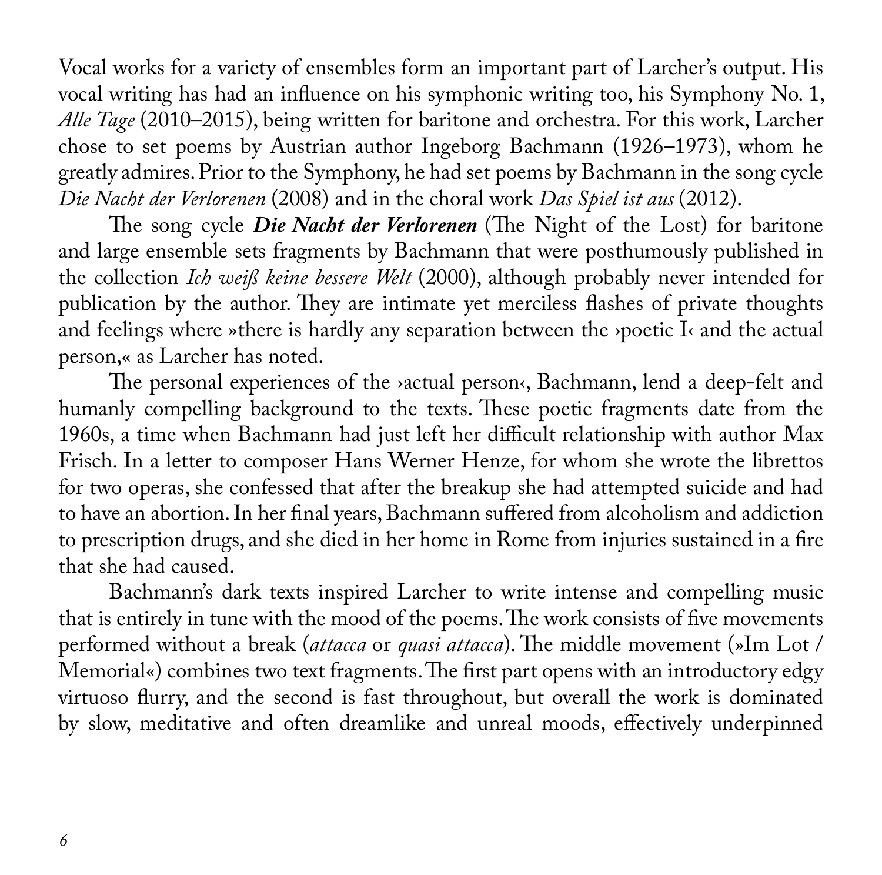Vocal works for a variety of ensembles form an important part of Larcher's output. His vocal writing has had an influence on his symphonic writing too, his Symphony No. 1, *Alle Tage* (2010–2015), being written for baritone and orchestra. For this work, Larcher chose to set poems by Austrian author Ingeborg Bachmann (1926–1973), whom he greatly admires. Prior to the Symphony, he had set poems by Bachmann in the song cycle *Die Nacht der Verlorenen* (2008) and in the choral work *Das Spiel ist aus* (2012).

The song cycle ***Die Nacht der Verlorenen*** (The Night of the Lost) for baritone and large ensemble sets fragments by Bachmann that were posthumously published in the collection *Ich weiß keine bessere Welt* (2000), although probably never intended for publication by the author. They are intimate yet merciless flashes of private thoughts and feelings where »there is hardly any separation between the ›poetic I‹ and the actual person,« as Larcher has noted.

The personal experiences of the ›actual person‹, Bachmann, lend a deep-felt and humanly compelling background to the texts. These poetic fragments date from the 1960s, a time when Bachmann had just left her difficult relationship with author Max Frisch. In a letter to composer Hans Werner Henze, for whom she wrote the librettos for two operas, she confessed that after the breakup she had attempted suicide and had to have an abortion. In her final years, Bachmann suffered from alcoholism and addiction to prescription drugs, and she died in her home in Rome from injuries sustained in a fire that she had caused.

Bachmann's dark texts inspired Larcher to write intense and compelling music that is entirely in tune with the mood of the poems. The work consists of five movements performed without a break (*attacca* or *quasi attacca*). The middle movement (»Im Lot / Memorial«) combines two text fragments. The first part opens with an introductory edgy virtuoso flurry, and the second is fast throughout, but overall the work is dominated by slow, meditative and often dreamlike and unreal moods, effectively underpinned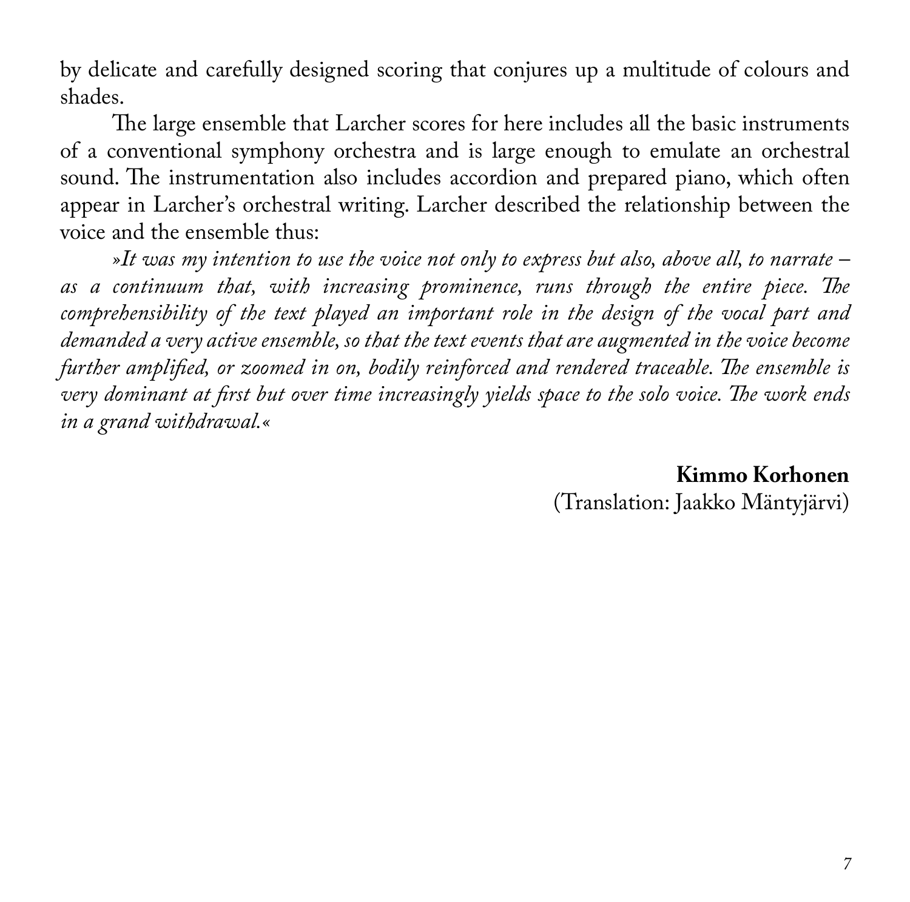by delicate and carefully designed scoring that conjures up a multitude of colours and shades.

The large ensemble that Larcher scores for here includes all the basic instruments of a conventional symphony orchestra and is large enough to emulate an orchestral sound. The instrumentation also includes accordion and prepared piano, which often appear in Larcher's orchestral writing. Larcher described the relationship between the voice and the ensemble thus:

*»It was my intention to use the voice not only to express but also, above all, to narrate – as a continuum that, with increasing prominence, runs through the entire piece. The comprehensibility of the text played an important role in the design of the vocal part and demanded a very active ensemble, so that the text events that are augmented in the voice become further amplified, or zoomed in on, bodily reinforced and rendered traceable. The ensemble is very dominant at first but over time increasingly yields space to the solo voice. The work ends in a grand withdrawal.«*

**Kimmo Korhonen**
(Translation: Jaakko Mäntyjärvi)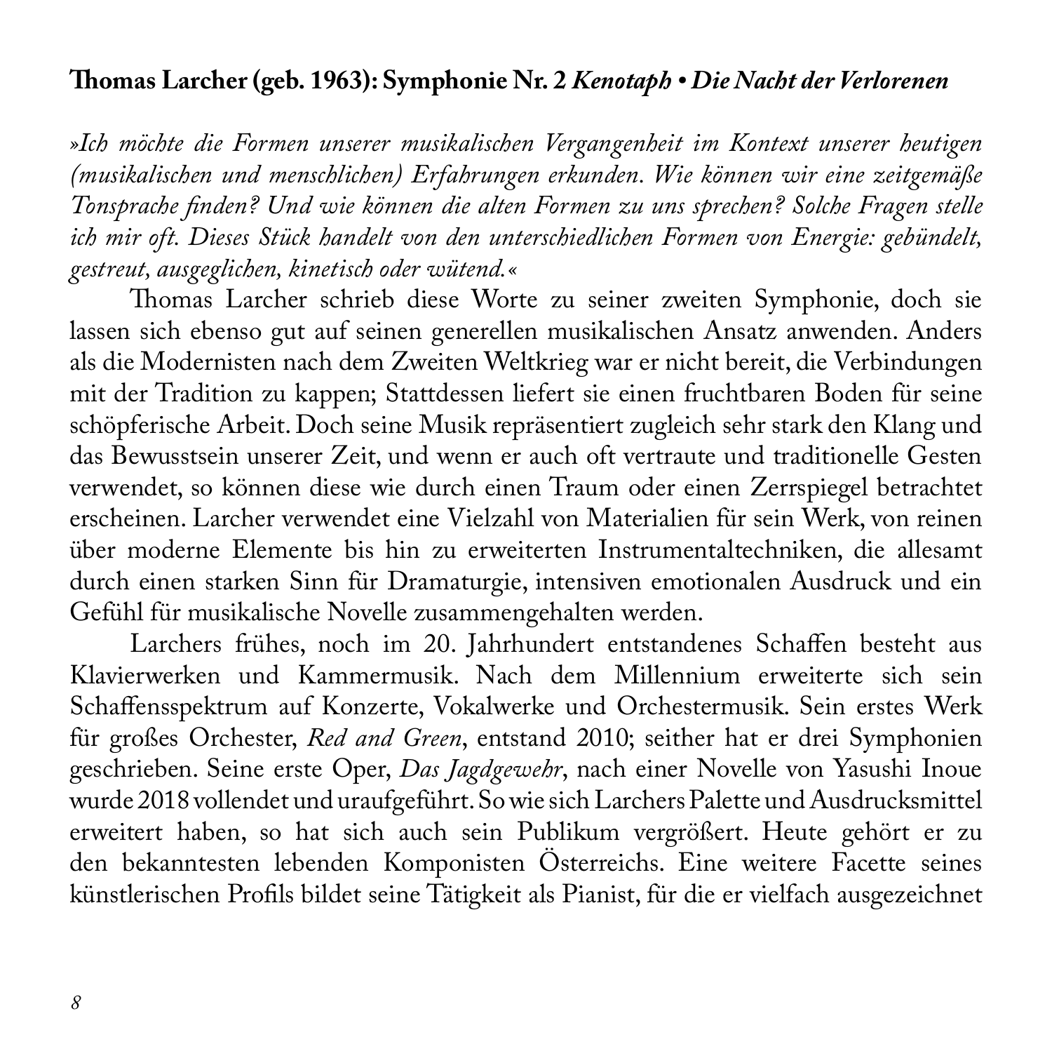**Thomas Larcher (geb. 1963): Symphonie Nr. 2** ***Kenotaph • Die Nacht der Verlorenen***

*»Ich möchte die Formen unserer musikalischen Vergangenheit im Kontext unserer heutigen (musikalischen und menschlichen) Erfahrungen erkunden. Wie können wir eine zeitgemäße Tonsprache finden? Und wie können die alten Formen zu uns sprechen? Solche Fragen stelle ich mir oft. Dieses Stück handelt von den unterschiedlichen Formen von Energie: gebündelt, gestreut, ausgeglichen, kinetisch oder wütend.«*

Thomas Larcher schrieb diese Worte zu seiner zweiten Symphonie, doch sie lassen sich ebenso gut auf seinen generellen musikalischen Ansatz anwenden. Anders als die Modernisten nach dem Zweiten Weltkrieg war er nicht bereit, die Verbindungen mit der Tradition zu kappen; Stattdessen liefert sie einen fruchtbaren Boden für seine schöpferische Arbeit. Doch seine Musik repräsentiert zugleich sehr stark den Klang und das Bewusstsein unserer Zeit, und wenn er auch oft vertraute und traditionelle Gesten verwendet, so können diese wie durch einen Traum oder einen Zerrspiegel betrachtet erscheinen. Larcher verwendet eine Vielzahl von Materialien für sein Werk, von reinen über moderne Elemente bis hin zu erweiterten Instrumentaltechniken, die allesamt durch einen starken Sinn für Dramaturgie, intensiven emotionalen Ausdruck und ein Gefühl für musikalische Novelle zusammengehalten werden.

Larchers frühes, noch im 20. Jahrhundert entstandenes Schaffen besteht aus Klavierwerken und Kammermusik. Nach dem Millennium erweiterte sich sein Schaffensspektrum auf Konzerte, Vokalwerke und Orchestermusik. Sein erstes Werk für großes Orchester, *Red and Green*, entstand 2010; seither hat er drei Symphonien geschrieben. Seine erste Oper, *Das Jagdgewehr*, nach einer Novelle von Yasushi Inoue wurde 2018 vollendet und uraufgeführt. So wie sich Larchers Palette und Ausdrucksmittel erweitert haben, so hat sich auch sein Publikum vergrößert. Heute gehört er zu den bekanntesten lebenden Komponisten Österreichs. Eine weitere Facette seines künstlerischen Profils bildet seine Tätigkeit als Pianist, für die er vielfach ausgezeichnet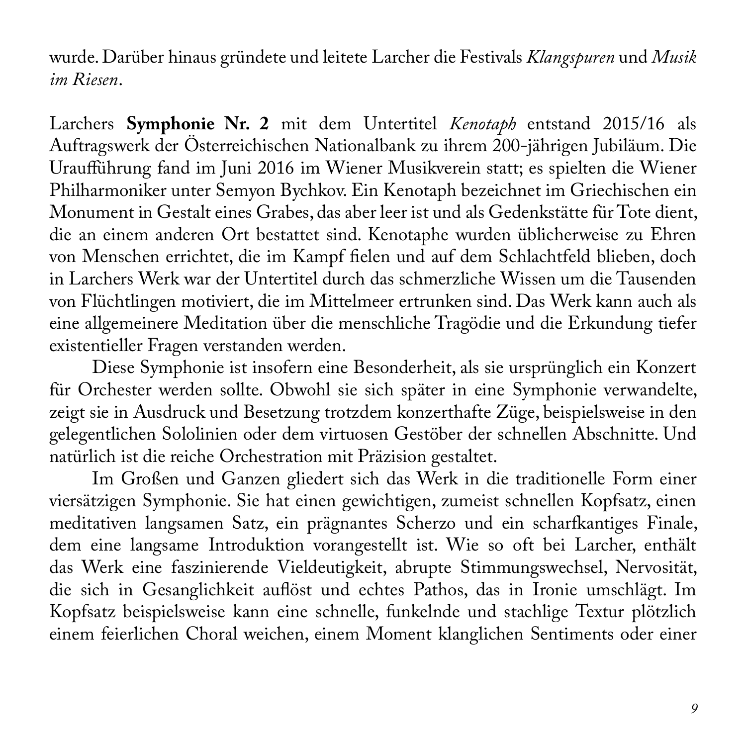wurde. Darüber hinaus gründete und leitete Larcher die Festivals *Klangspuren* und *Musik im Riesen*.

Larchers **Symphonie Nr. 2** mit dem Untertitel *Kenotaph* entstand 2015/16 als Auftragswerk der Österreichischen Nationalbank zu ihrem 200-jährigen Jubiläum. Die Uraufführung fand im Juni 2016 im Wiener Musikverein statt; es spielten die Wiener Philharmoniker unter Semyon Bychkov. Ein Kenotaph bezeichnet im Griechischen ein Monument in Gestalt eines Grabes, das aber leer ist und als Gedenkstätte für Tote dient, die an einem anderen Ort bestattet sind. Kenotaphe wurden üblicherweise zu Ehren von Menschen errichtet, die im Kampf fielen und auf dem Schlachtfeld blieben, doch in Larchers Werk war der Untertitel durch das schmerzliche Wissen um die Tausenden von Flüchtlingen motiviert, die im Mittelmeer ertrunken sind. Das Werk kann auch als eine allgemeinere Meditation über die menschliche Tragödie und die Erkundung tiefer existentieller Fragen verstanden werden.

Diese Symphonie ist insofern eine Besonderheit, als sie ursprünglich ein Konzert für Orchester werden sollte. Obwohl sie sich später in eine Symphonie verwandelte, zeigt sie in Ausdruck und Besetzung trotzdem konzerthafte Züge, beispielsweise in den gelegentlichen Sololinien oder dem virtuosen Gestöber der schnellen Abschnitte. Und natürlich ist die reiche Orchestration mit Präzision gestaltet.

Im Großen und Ganzen gliedert sich das Werk in die traditionelle Form einer viersätzigen Symphonie. Sie hat einen gewichtigen, zumeist schnellen Kopfsatz, einen meditativen langsamen Satz, ein prägnantes Scherzo und ein scharfkantiges Finale, dem eine langsame Introduktion vorangestellt ist. Wie so oft bei Larcher, enthält das Werk eine faszinierende Vieldeutigkeit, abrupte Stimmungswechsel, Nervosität, die sich in Gesanglichkeit auflöst und echtes Pathos, das in Ironie umschlägt. Im Kopfsatz beispielsweise kann eine schnelle, funkelnde und stachlige Textur plötzlich einem feierlichen Choral weichen, einem Moment klanglichen Sentiments oder einer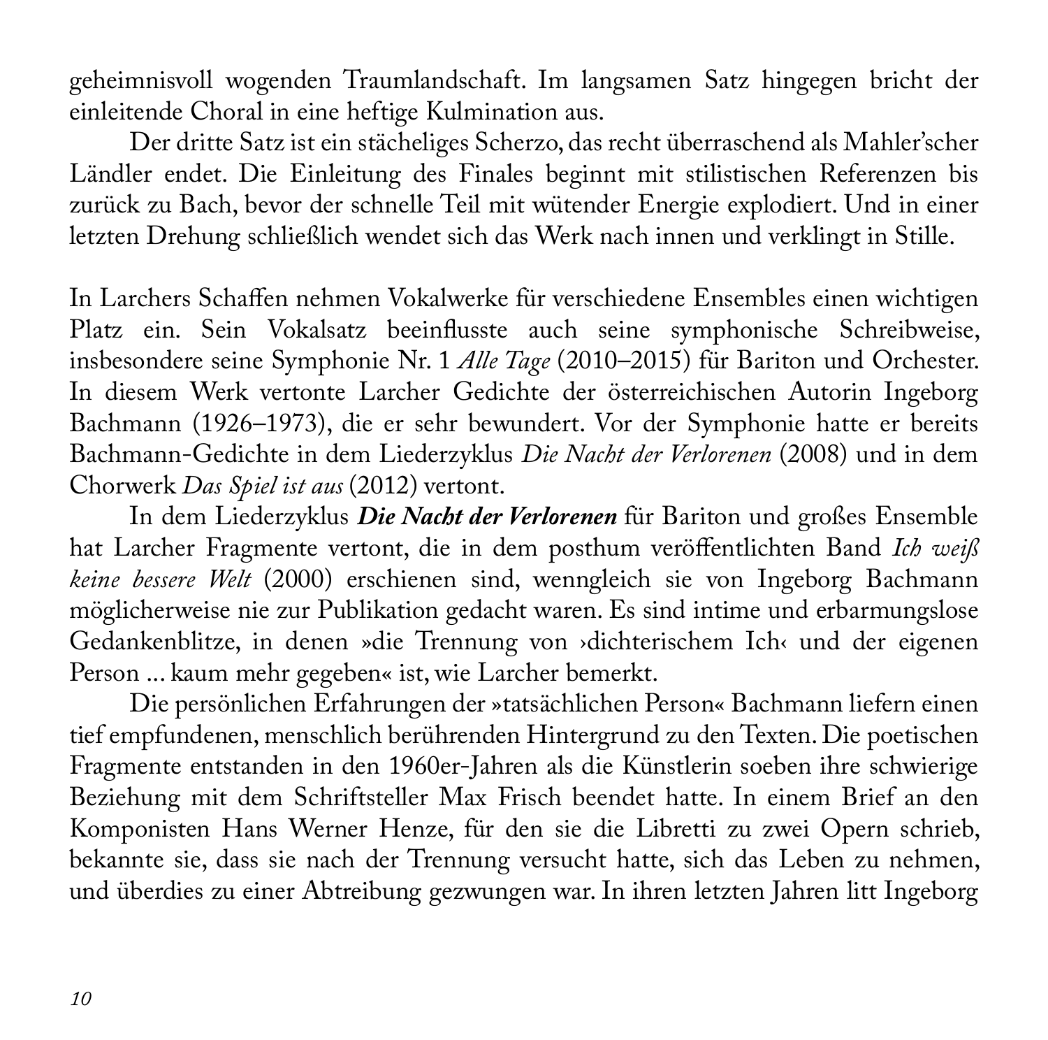geheimnisvoll wogenden Traumlandschaft. Im langsamen Satz hingegen bricht der einleitende Choral in eine heftige Kulmination aus.

Der dritte Satz ist ein stächeliges Scherzo, das recht überraschend als Mahler'scher Ländler endet. Die Einleitung des Finales beginnt mit stilistischen Referenzen bis zurück zu Bach, bevor der schnelle Teil mit wütender Energie explodiert. Und in einer letzten Drehung schließlich wendet sich das Werk nach innen und verklingt in Stille.

In Larchers Schaffen nehmen Vokalwerke für verschiedene Ensembles einen wichtigen Platz ein. Sein Vokalsatz beeinflusste auch seine symphonische Schreibweise, insbesondere seine Symphonie Nr. 1 *Alle Tage* (2010–2015) für Bariton und Orchester. In diesem Werk vertonte Larcher Gedichte der österreichischen Autorin Ingeborg Bachmann (1926–1973), die er sehr bewundert. Vor der Symphonie hatte er bereits Bachmann-Gedichte in dem Liederzyklus *Die Nacht der Verlorenen* (2008) und in dem Chorwerk *Das Spiel ist aus* (2012) vertont.

In dem Liederzyklus ***Die Nacht der Verlorenen*** für Bariton und großes Ensemble hat Larcher Fragmente vertont, die in dem posthum veröffentlichten Band *Ich weiß keine bessere Welt* (2000) erschienen sind, wenngleich sie von Ingeborg Bachmann möglicherweise nie zur Publikation gedacht waren. Es sind intime und erbarmungslose Gedankenblitze, in denen »die Trennung von ›dichterischem Ich‹ und der eigenen Person ... kaum mehr gegeben« ist, wie Larcher bemerkt.

Die persönlichen Erfahrungen der »tatsächlichen Person« Bachmann liefern einen tief empfundenen, menschlich berührenden Hintergrund zu den Texten. Die poetischen Fragmente entstanden in den 1960er-Jahren als die Künstlerin soeben ihre schwierige Beziehung mit dem Schriftsteller Max Frisch beendet hatte. In einem Brief an den Komponisten Hans Werner Henze, für den sie die Libretti zu zwei Opern schrieb, bekannte sie, dass sie nach der Trennung versucht hatte, sich das Leben zu nehmen, und überdies zu einer Abtreibung gezwungen war. In ihren letzten Jahren litt Ingeborg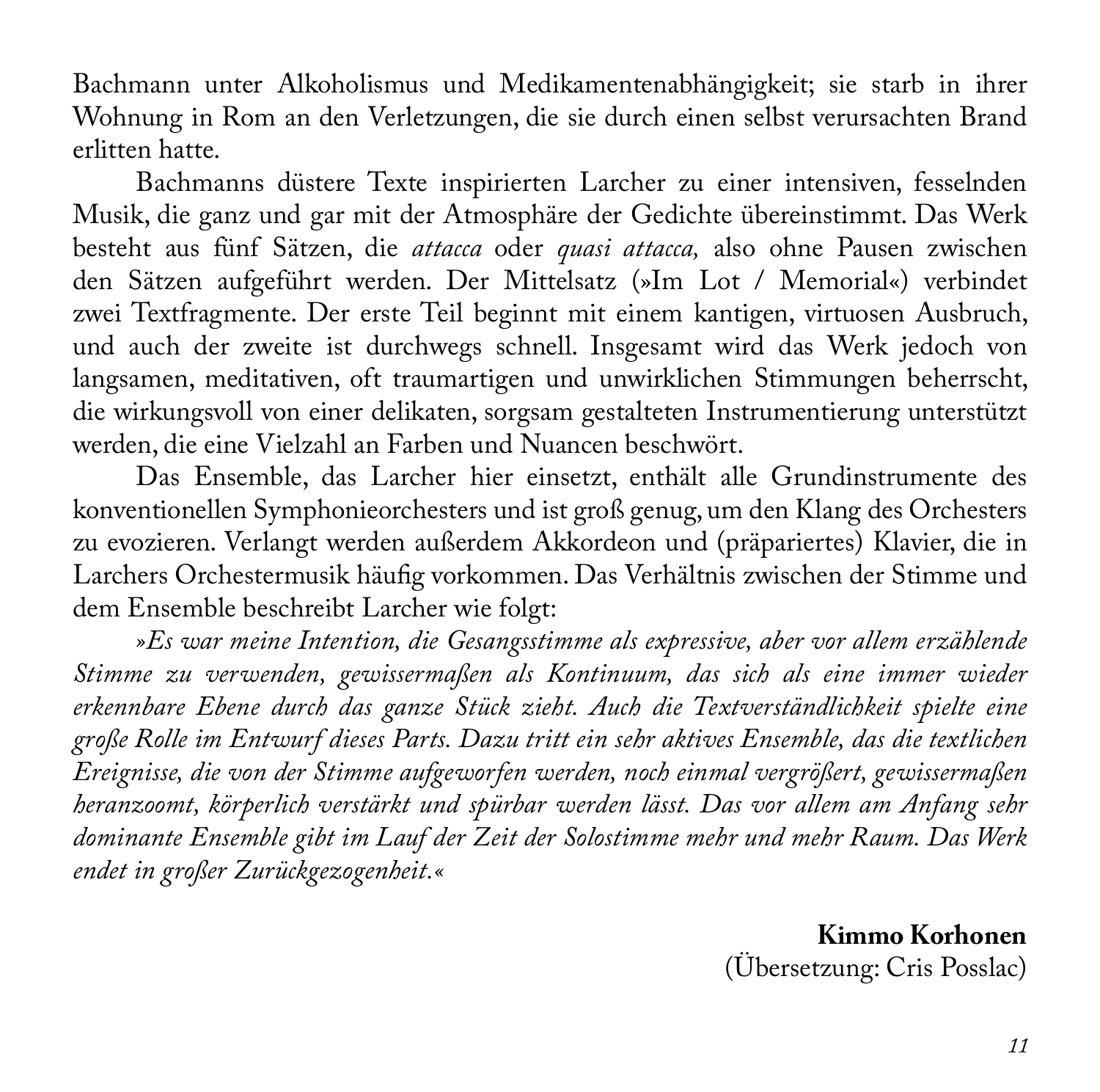Bachmann unter Alkoholismus und Medikamentenabhängigkeit; sie starb in ihrer Wohnung in Rom an den Verletzungen, die sie durch einen selbst verursachten Brand erlitten hatte.

Bachmanns düstere Texte inspirierten Larcher zu einer intensiven, fesselnden Musik, die ganz und gar mit der Atmosphäre der Gedichte übereinstimmt. Das Werk besteht aus fünf Sätzen, die *attacca* oder *quasi attacca,* also ohne Pausen zwischen den Sätzen aufgeführt werden. Der Mittelsatz (»Im Lot / Memorial«) verbindet zwei Textfragmente. Der erste Teil beginnt mit einem kantigen, virtuosen Ausbruch, und auch der zweite ist durchwegs schnell. Insgesamt wird das Werk jedoch von langsamen, meditativen, oft traumartigen und unwirklichen Stimmungen beherrscht, die wirkungsvoll von einer delikaten, sorgsam gestalteten Instrumentierung unterstützt werden, die eine Vielzahl an Farben und Nuancen beschwört.

Das Ensemble, das Larcher hier einsetzt, enthält alle Grundinstrumente des konventionellen Symphonieorchesters und ist groß genug, um den Klang des Orchesters zu evozieren. Verlangt werden außerdem Akkordeon und (präpariertes) Klavier, die in Larchers Orchestermusik häufig vorkommen. Das Verhältnis zwischen der Stimme und dem Ensemble beschreibt Larcher wie folgt:

*»Es war meine Intention, die Gesangsstimme als expressive, aber vor allem erzählende Stimme zu verwenden, gewissermaßen als Kontinuum, das sich als eine immer wieder erkennbare Ebene durch das ganze Stück zieht. Auch die Textverständlichkeit spielte eine große Rolle im Entwurf dieses Parts. Dazu tritt ein sehr aktives Ensemble, das die textlichen Ereignisse, die von der Stimme aufgeworfen werden, noch einmal vergrößert, gewissermaßen heranzoomt, körperlich verstärkt und spürbar werden lässt. Das vor allem am Anfang sehr dominante Ensemble gibt im Lauf der Zeit der Solostimme mehr und mehr Raum. Das Werk endet in großer Zurückgezogenheit.«*

**Kimmo Korhonen**
(Übersetzung: Cris Posslac)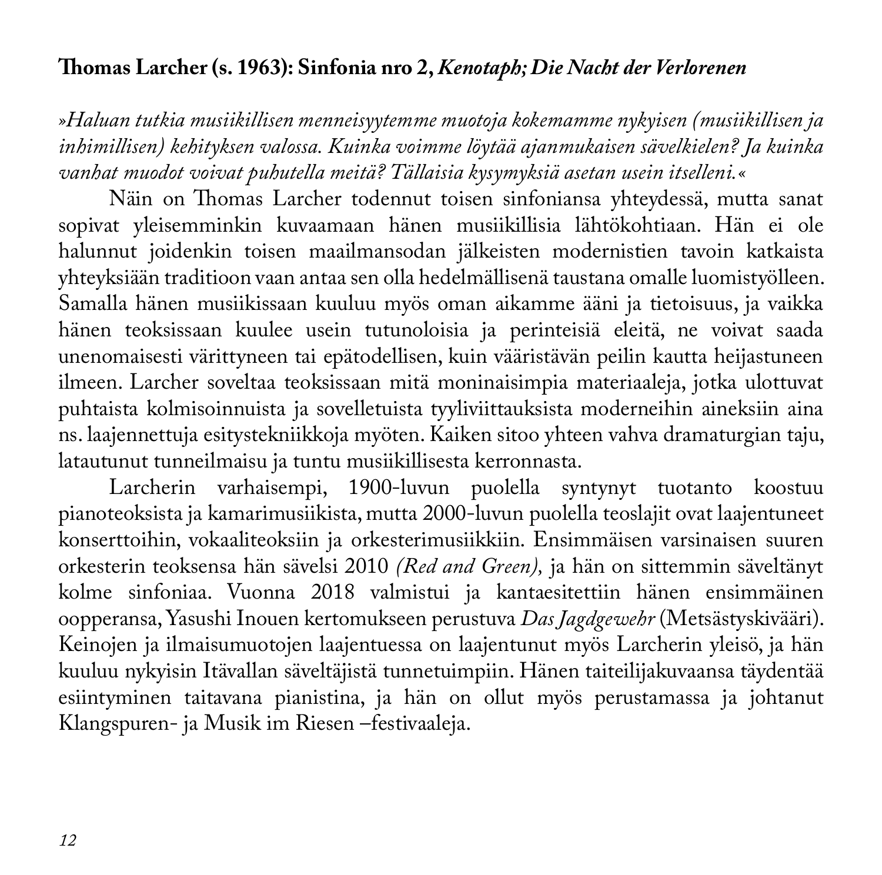**Thomas Larcher (s. 1963): Sinfonia nro 2, *Kenotaph; Die Nacht der Verlorenen***

*»Haluan tutkia musiikillisen menneisyytemme muotoja kokemamme nykyisen (musiikillisen ja inhimillisen) kehityksen valossa. Kuinka voimme löytää ajanmukaisen sävelkielen? Ja kuinka vanhat muodot voivat puhutella meitä? Tällaisia kysymyksiä asetan usein itselleni.«*

Näin on Thomas Larcher todennut toisen sinfoniansa yhteydessä, mutta sanat sopivat yleisemminkin kuvaamaan hänen musiikillisia lähtökohtiaan. Hän ei ole halunnut joidenkin toisen maailmansodan jälkeisten modernistien tavoin katkaista yhteyksiään traditioon vaan antaa sen olla hedelmällisenä taustana omalle luomistyölleen. Samalla hänen musiikissaan kuuluu myös oman aikamme ääni ja tietoisuus, ja vaikka hänen teoksissaan kuulee usein tutunoloisia ja perinteisiä eleitä, ne voivat saada unenomaisesti värittyneen tai epätodellisen, kuin vääristävän peilin kautta heijastuneen ilmeen. Larcher soveltaa teoksissaan mitä moninaisimpia materiaaleja, jotka ulottuvat puhtaista kolmisoinnuista ja sovelletuista tyyliviittauksista moderneihin aineksiin aina ns. laajennettuja esitystekniikkoja myöten. Kaiken sitoo yhteen vahva dramaturgian taju, latautunut tunneilmaisu ja tuntu musiikillisesta kerronnasta.

Larcherin varhaisempi, 1900-luvun puolella syntynyt tuotanto koostuu pianoteoksista ja kamarimusiikista, mutta 2000-luvun puolella teoslajit ovat laajentuneet konserttoihin, vokaaliteoksiin ja orkesterimusiikkiin. Ensimmäisen varsinaisen suuren orkesterin teoksensa hän sävelsi 2010 *(Red and Green),* ja hän on sittemmin säveltänyt kolme sinfoniaa. Vuonna 2018 valmistui ja kantaesitettiin hänen ensimmäinen oopperansa, Yasushi Inouen kertomukseen perustuva *Das Jagdgewehr* (Metsästyskivääri). Keinojen ja ilmaisumuotojen laajentuessa on laajentunut myös Larcherin yleisö, ja hän kuuluu nykyisin Itävallan säveltäjistä tunnetuimpiin. Hänen taiteilijakuvaansa täydentää esiintyminen taitavana pianistina, ja hän on ollut myös perustamassa ja johtanut Klangspuren- ja Musik im Riesen –festivaaleja.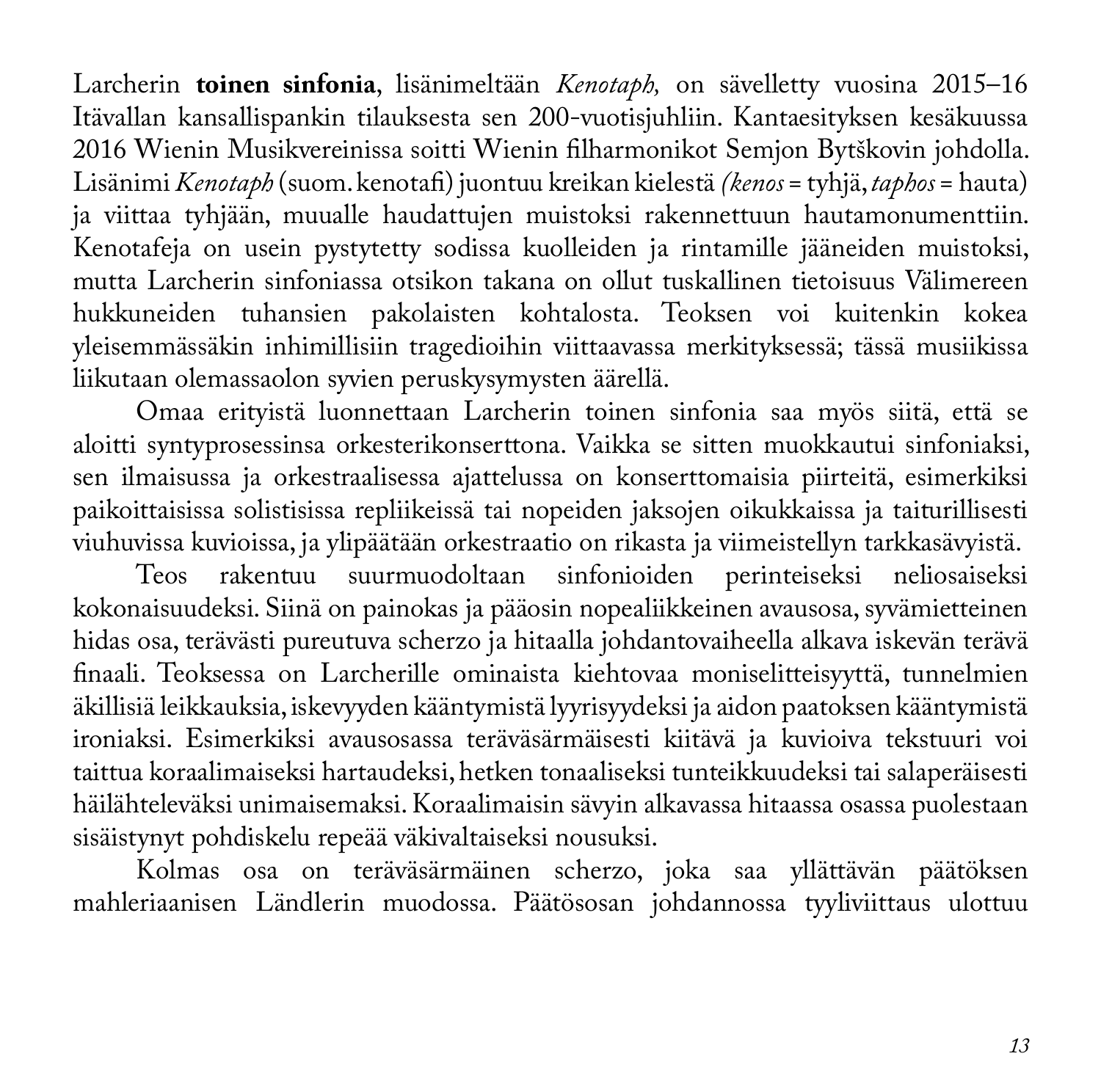Larcherin **toinen sinfonia**, lisänimeltään *Kenotaph,* on sävelletty vuosina 2015–16 Itävallan kansallispankin tilauksesta sen 200-vuotisjuhliin. Kantaesityksen kesäkuussa 2016 Wienin Musikvereinissa soitti Wienin filharmonikot Semjon Bytškovin johdolla. Lisänimi *Kenotaph* (suom. kenotafi) juontuu kreikan kielestä *(kenos* = tyhjä, *taphos* = hauta) ja viittaa tyhjään, muualle haudattujen muistoksi rakennettuun hautamonumenttiin. Kenotafeja on usein pystytetty sodissa kuolleiden ja rintamille jääneiden muistoksi, mutta Larcherin sinfoniassa otsikon takana on ollut tuskallinen tietoisuus Välimereen hukkuneiden tuhansien pakolaisten kohtalosta. Teoksen voi kuitenkin kokea yleisemmässäkin inhimillisiin tragedioihin viittaavassa merkityksessä; tässä musiikissa liikutaan olemassaolon syvien peruskysymysten äärellä.

Omaa erityistä luonnettaan Larcherin toinen sinfonia saa myös siitä, että se aloitti syntyprosessinsa orkesterikonserttona. Vaikka se sitten muokkautui sinfoniaksi, sen ilmaisussa ja orkestraalisessa ajattelussa on konserttomaisia piirteitä, esimerkiksi paikoittaisissa solistisissa repliikeissä tai nopeiden jaksojen oikukkaissa ja taiturillisesti viuhuvissa kuvioissa, ja ylipäätään orkestraatio on rikasta ja viimeistellyn tarkkasävyistä.

Teos rakentuu suurmuodoltaan sinfonioiden perinteiseksi neliosaiseksi kokonaisuudeksi. Siinä on painokas ja pääosin nopealiikkeinen avausosa, syvämietteinen hidas osa, terävästi pureutuva scherzo ja hitaalla johdantovaiheella alkava iskevän terävä finaali. Teoksessa on Larcherille ominaista kiehtovaa moniselitteisyyttä, tunnelmien äkillisiä leikkauksia, iskevyyden kääntymistä lyyrisyydeksi ja aidon paatoksen kääntymistä ironiaksi. Esimerkiksi avausosassa teräväsärmäisesti kiitävä ja kuvioiva tekstuuri voi taittua koraalimaiseksi hartaudeksi, hetken tonaaliseksi tunteikkuudeksi tai salaperäisesti häilähteleväksi unimaisemaksi. Koraalimaisin sävyin alkavassa hitaassa osassa puolestaan sisäistynyt pohdiskelu repeää väkivaltaiseksi nousuksi.

Kolmas osa on teräväsärmäinen scherzo, joka saa yllättävän päätöksen mahleriaanisen Ländlerin muodossa. Päätösosan johdannossa tyyliviittaus ulottuu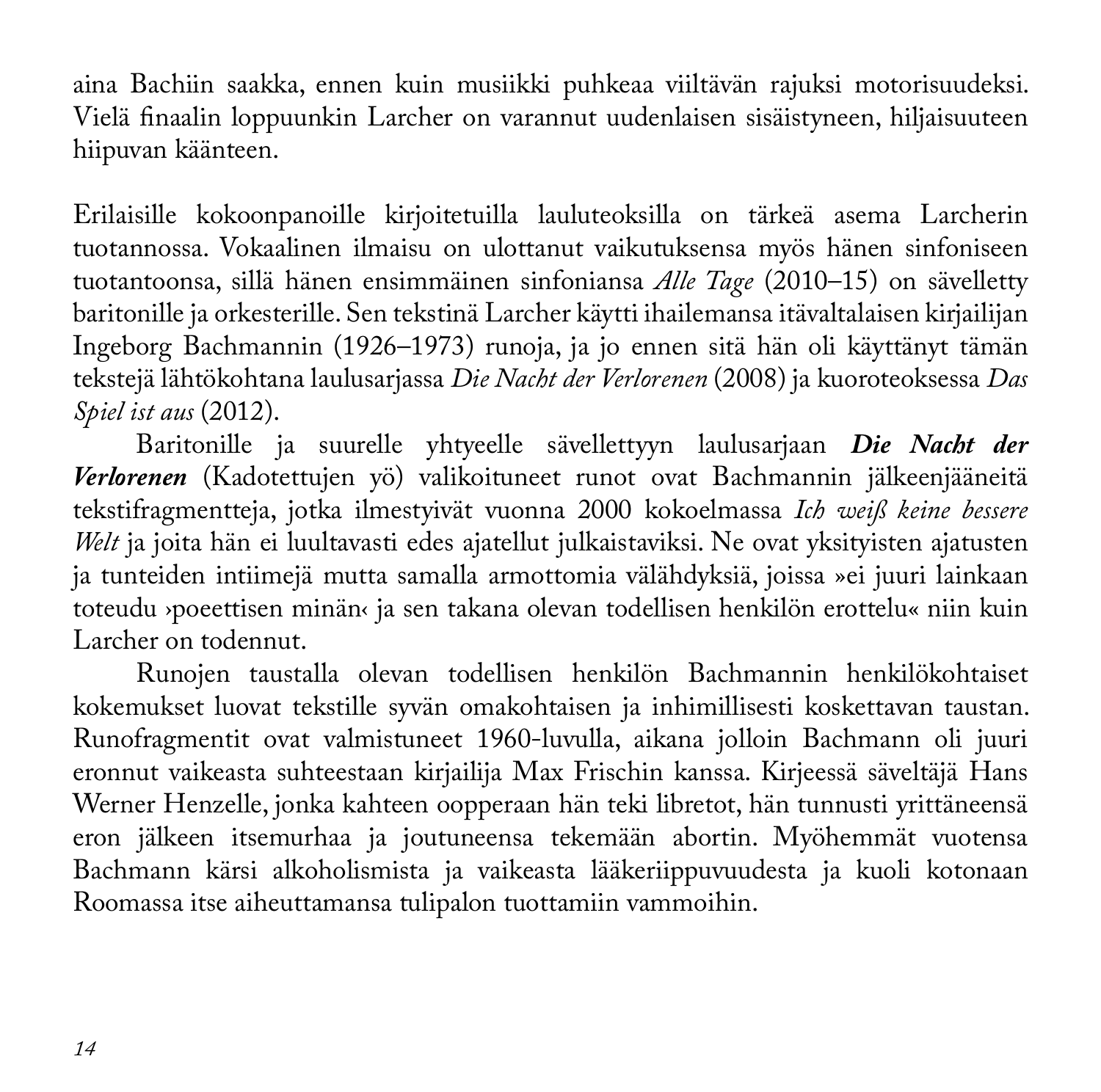aina Bachiin saakka, ennen kuin musiikki puhkeaa viiltävän rajuksi motorisuudeksi. Vielä finaalin loppuunkin Larcher on varannut uudenlaisen sisäistyneen, hiljaisuuteen hiipuvan käänteen.

Erilaisille kokoonpanoille kirjoitetuilla lauluteoksilla on tärkeä asema Larcherin tuotannossa. Vokaalinen ilmaisu on ulottanut vaikutuksensa myös hänen sinfoniseen tuotantoonsa, sillä hänen ensimmäinen sinfoniansa *Alle Tage* (2010–15) on sävelletty baritonille ja orkesterille. Sen tekstinä Larcher käytti ihailemansa itävaltalaisen kirjailijan Ingeborg Bachmannin (1926–1973) runoja, ja jo ennen sitä hän oli käyttänyt tämän tekstejä lähtökohtana laulusarjassa *Die Nacht der Verlorenen* (2008) ja kuoroteoksessa *Das Spiel ist aus* (2012).

Baritonille ja suurelle yhtyeelle sävellettyyn laulusarjaan ***Die Nacht der Verlorenen*** (Kadotettujen yö) valikoituneet runot ovat Bachmannin jälkeenjääneitä tekstifragmentteja, jotka ilmestyivät vuonna 2000 kokoelmassa *Ich weiß keine bessere Welt* ja joita hän ei luultavasti edes ajatellut julkaistaviksi. Ne ovat yksityisten ajatusten ja tunteiden intiimejä mutta samalla armottomia välähdyksiä, joissa »ei juuri lainkaan toteudu ›poeettisen minän‹ ja sen takana olevan todellisen henkilön erottelu« niin kuin Larcher on todennut.

Runojen taustalla olevan todellisen henkilön Bachmannin henkilökohtaiset kokemukset luovat tekstille syvän omakohtaisen ja inhimillisesti koskettavan taustan. Runofragmentit ovat valmistuneet 1960-luvulla, aikana jolloin Bachmann oli juuri eronnut vaikeasta suhteestaan kirjailija Max Frischin kanssa. Kirjeessä säveltäjä Hans Werner Henzelle, jonka kahteen oopperaan hän teki libretot, hän tunnusti yrittäneensä eron jälkeen itsemurhaa ja joutuneensa tekemään abortin. Myöhemmät vuotensa Bachmann kärsi alkoholismista ja vaikeasta lääkeriippuvuudesta ja kuoli kotonaan Roomassa itse aiheuttamansa tulipalon tuottamiin vammoihin.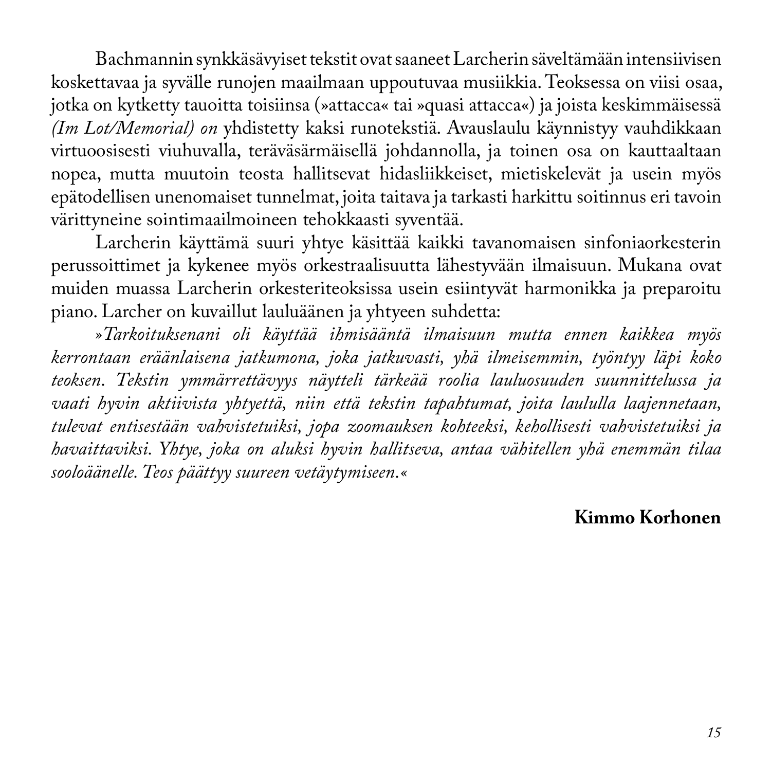Bachmannin synkkäsävyiset tekstit ovat saaneet Larcherin säveltämään intensiivisen koskettavaa ja syvälle runojen maailmaan uppoutuvaa musiikkia. Teoksessa on viisi osaa, jotka on kytketty tauoitta toisiinsa (»attacca« tai »quasi attacca«) ja joista keskimmäisessä *(Im Lot/Memorial) on* yhdistetty kaksi runotekstiä. Avauslaulu käynnistyy vauhdikkaan virtuoosisesti viuhuvalla, teräväsärmäisellä johdannolla, ja toinen osa on kauttaaltaan nopea, mutta muutoin teosta hallitsevat hidasliikkeiset, mietiskelevät ja usein myös epätodellisen unenomaiset tunnelmat, joita taitava ja tarkasti harkittu soitinnus eri tavoin värittyneine sointimaailmoineen tehokkaasti syventää.

Larcherin käyttämä suuri yhtye käsittää kaikki tavanomaisen sinfoniaorkesterin perussoittimet ja kykenee myös orkestraalisuutta lähestyvään ilmaisuun. Mukana ovat muiden muassa Larcherin orkesteriteoksissa usein esiintyvät harmonikka ja preparoitu piano. Larcher on kuvaillut lauluäänen ja yhtyeen suhdetta:

*»Tarkoituksenani oli käyttää ihmisääntä ilmaisuun mutta ennen kaikkea myös kerrontaan eräänlaisena jatkumona, joka jatkuvasti, yhä ilmeisemmin, työntyy läpi koko teoksen. Tekstin ymmärrettävyys näytteli tärkeää roolia lauluosuuden suunnittelussa ja vaati hyvin aktiivista yhtyettä, niin että tekstin tapahtumat, joita laululla laajennetaan, tulevat entisestään vahvistetuiksi, jopa zoomauksen kohteeksi, kehollisesti vahvistetuiksi ja havaittaviksi. Yhtye, joka on aluksi hyvin hallitseva, antaa vähitellen yhä enemmän tilaa sooloäänelle. Teos päättyy suureen vetäytymiseen.«*

**Kimmo Korhonen**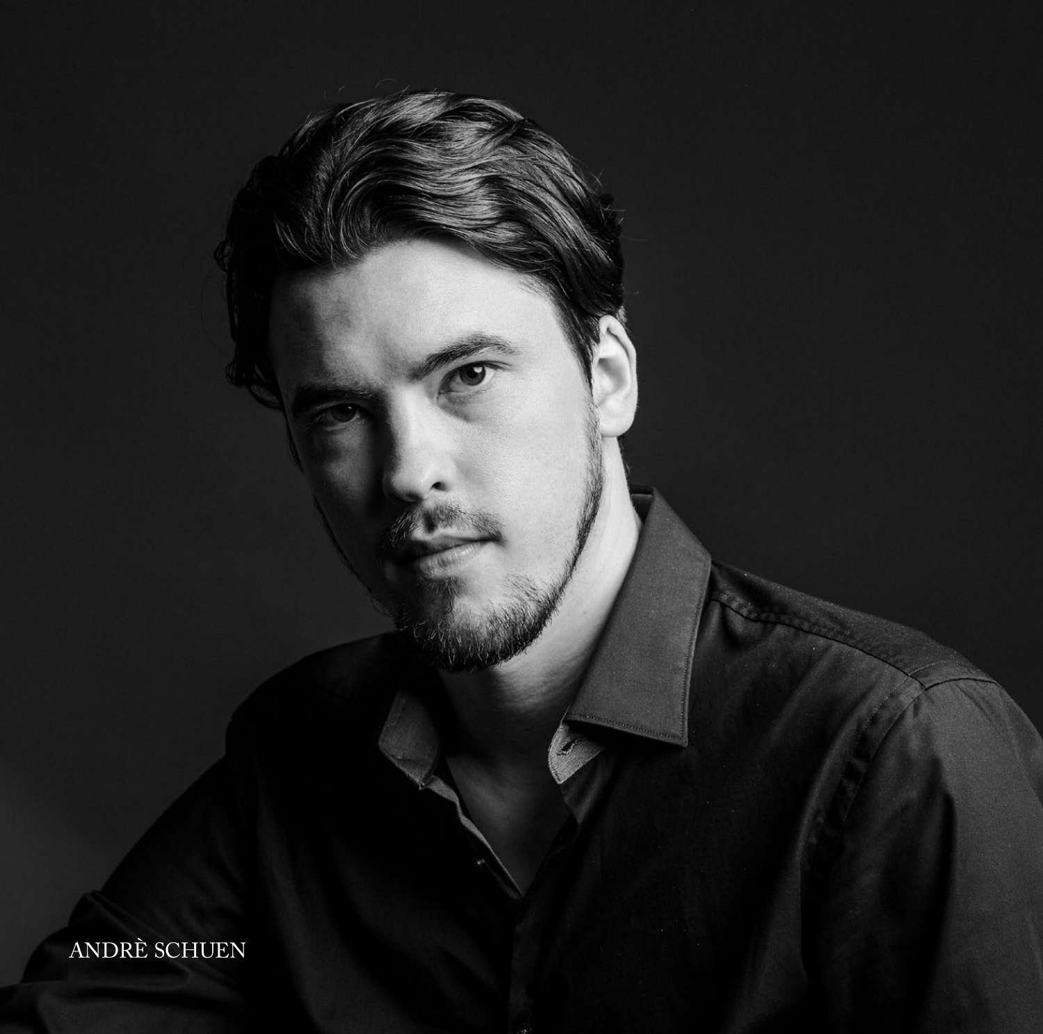ANDRÈ SCHUEN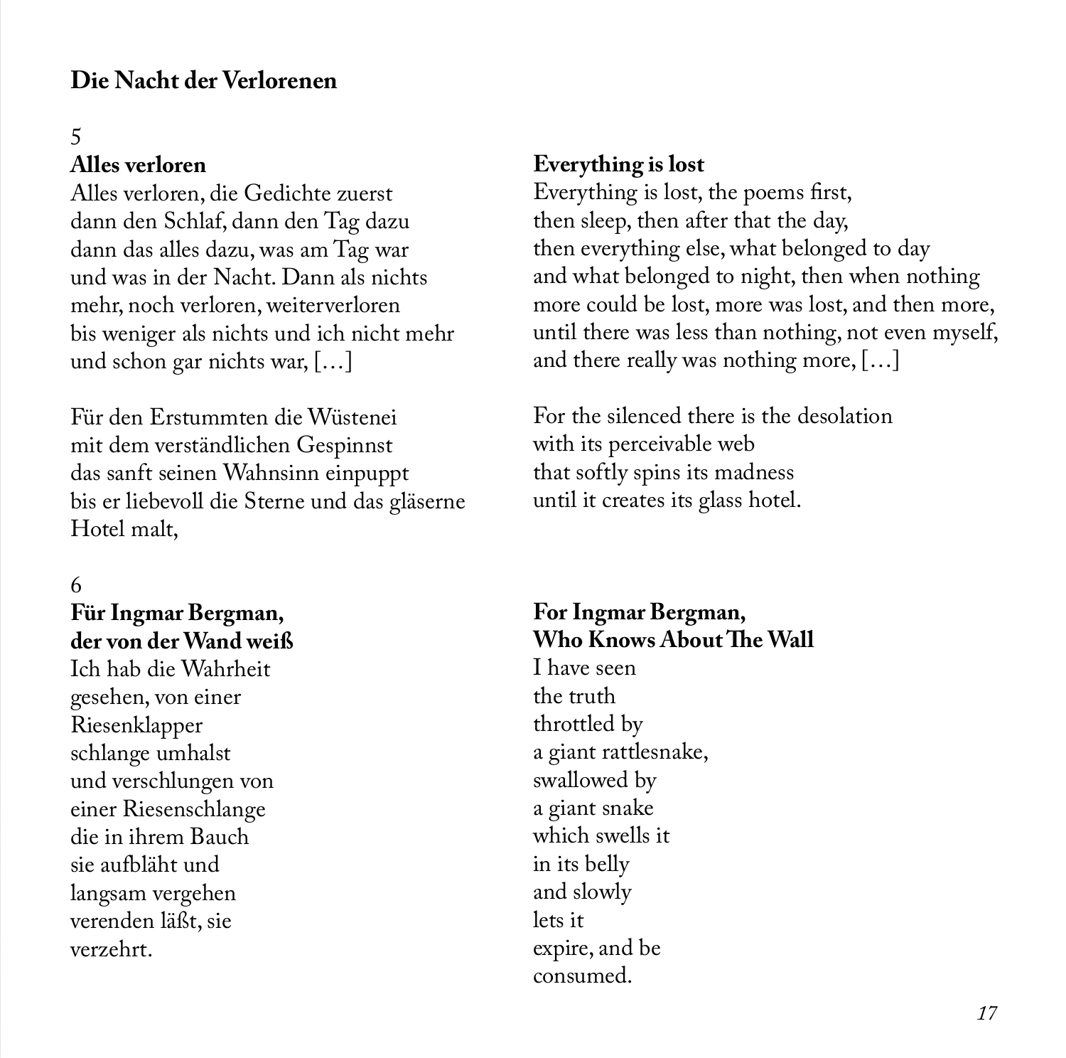## Die Nacht der Verlorenen

5

**Alles verloren**

Alles verloren, die Gedichte zuerst
dann den Schlaf, dann den Tag dazu
dann das alles dazu, was am Tag war
und was in der Nacht. Dann als nichts
mehr, noch verloren, weiterverloren
bis weniger als nichts und ich nicht mehr
und schon gar nichts war, […]

Für den Erstummten die Wüstenei
mit dem verständlichen Gespinnst
das sanft seinen Wahnsinn einpuppt
bis er liebevoll die Sterne und das gläserne
Hotel malt,

**Everything is lost**

Everything is lost, the poems first,
then sleep, then after that the day,
then everything else, what belonged to day
and what belonged to night, then when nothing
more could be lost, more was lost, and then more,
until there was less than nothing, not even myself,
and there really was nothing more, […]

For the silenced there is the desolation
with its perceivable web
that softly spins its madness
until it creates its glass hotel.

6

**Für Ingmar Bergman,
der von der Wand weiß**

Ich hab die Wahrheit
gesehen, von einer
Riesenklapper
schlange umhalst
und verschlungen von
einer Riesenschlange
die in ihrem Bauch
sie aufbläht und
langsam vergehen
verenden läßt, sie
verzehrt.

**For Ingmar Bergman,
Who Knows About The Wall**

I have seen
the truth
throttled by
a giant rattlesnake,
swallowed by
a giant snake
which swells it
in its belly
and slowly
lets it
expire, and be
consumed.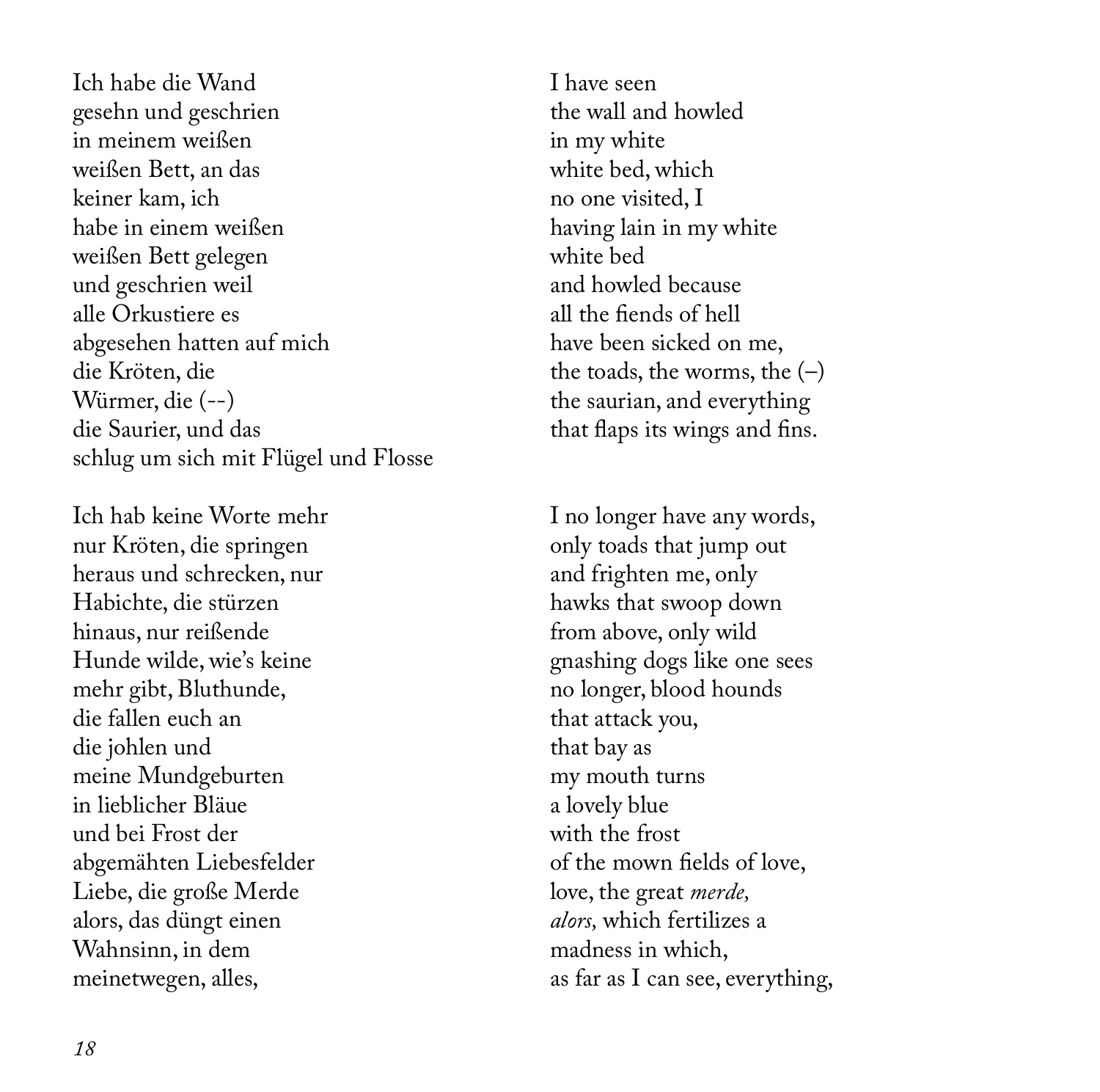Ich habe die Wand
gesehn und geschrien
in meinem weißen
weißen Bett, an das
keiner kam, ich
habe in einem weißen
weißen Bett gelegen
und geschrien weil
alle Orkustiere es
abgesehen hatten auf mich
die Kröten, die
Würmer, die (--)
die Saurier, und das
schlug um sich mit Flügel und Flosse

Ich hab keine Worte mehr
nur Kröten, die springen
heraus und schrecken, nur
Habichte, die stürzen
hinaus, nur reißende
Hunde wilde, wie's keine
mehr gibt, Bluthunde,
die fallen euch an
die johlen und
meine Mundgeburten
in lieblicher Bläue
und bei Frost der
abgemähten Liebesfelder
Liebe, die große Merde
alors, das düngt einen
Wahnsinn, in dem
meinetwegen, alles,

I have seen
the wall and howled
in my white
white bed, which
no one visited, I
having lain in my white
white bed
and howled because
all the fiends of hell
have been sicked on me,
the toads, the worms, the (–)
the saurian, and everything
that flaps its wings and fins.

I no longer have any words,
only toads that jump out
and frighten me, only
hawks that swoop down
from above, only wild
gnashing dogs like one sees
no longer, blood hounds
that attack you,
that bay as
my mouth turns
a lovely blue
with the frost
of the mown fields of love,
love, the great *merde,*
*alors,* which fertilizes a
madness in which,
as far as I can see, everything,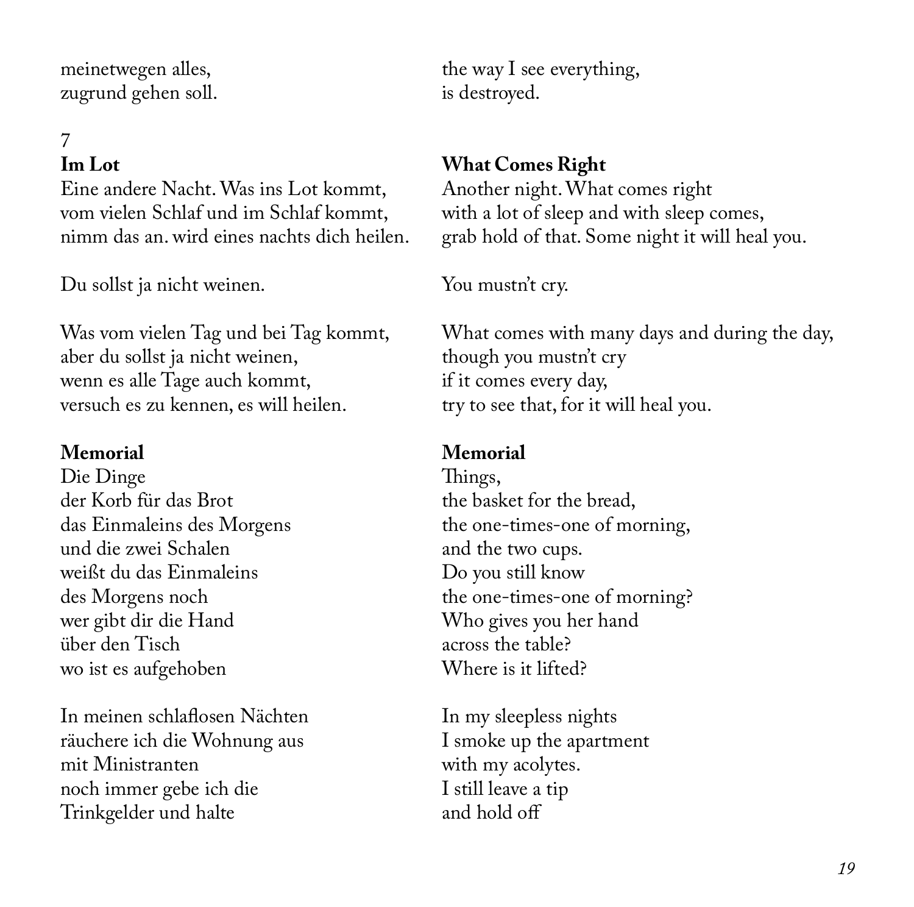meinetwegen alles,
zugrund gehen soll.

the way I see everything,
is destroyed.

7

**Im Lot**

Eine andere Nacht. Was ins Lot kommt,
vom vielen Schlaf und im Schlaf kommt,
nimm das an. wird eines nachts dich heilen.

Du sollst ja nicht weinen.

Was vom vielen Tag und bei Tag kommt,
aber du sollst ja nicht weinen,
wenn es alle Tage auch kommt,
versuch es zu kennen, es will heilen.

**What Comes Right**

Another night. What comes right
with a lot of sleep and with sleep comes,
grab hold of that. Some night it will heal you.

You mustn't cry.

What comes with many days and during the day,
though you mustn't cry
if it comes every day,
try to see that, for it will heal you.

**Memorial**

Die Dinge
der Korb für das Brot
das Einmaleins des Morgens
und die zwei Schalen
weißt du das Einmaleins
des Morgens noch
wer gibt dir die Hand
über den Tisch
wo ist es aufgehoben

In meinen schlaflosen Nächten
räuchere ich die Wohnung aus
mit Ministranten
noch immer gebe ich die
Trinkgelder und halte

**Memorial**

Things,
the basket for the bread,
the one-times-one of morning,
and the two cups.
Do you still know
the one-times-one of morning?
Who gives you her hand
across the table?
Where is it lifted?

In my sleepless nights
I smoke up the apartment
with my acolytes.
I still leave a tip
and hold off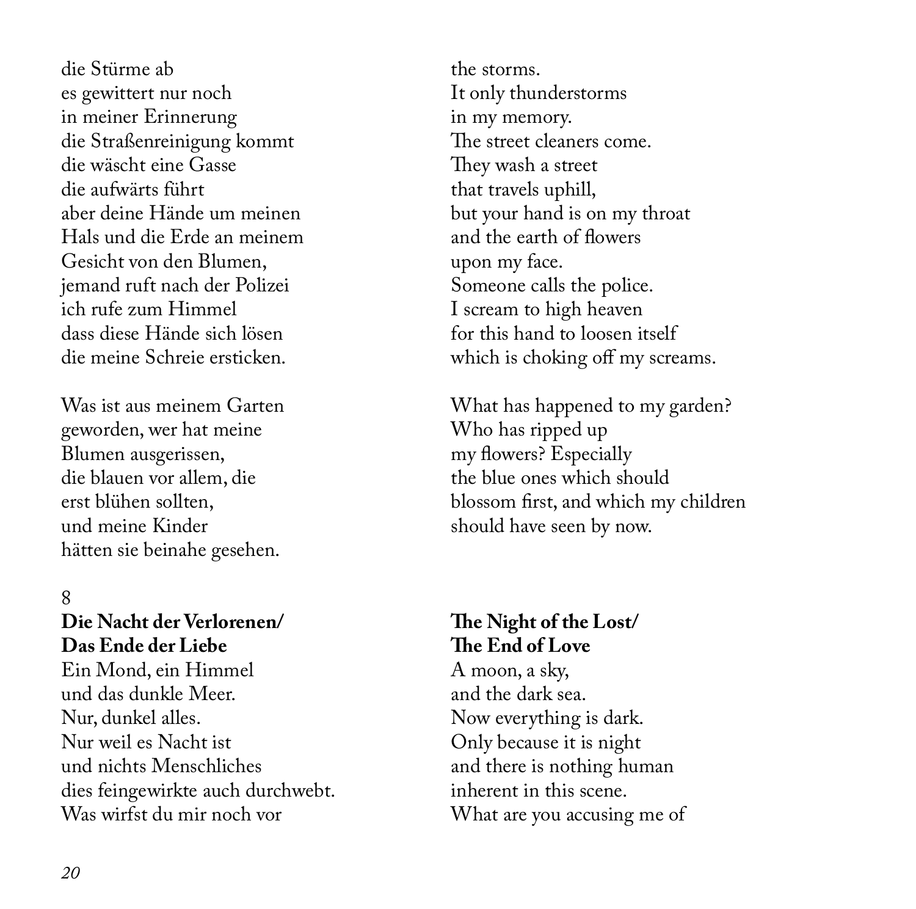die Stürme ab
es gewittert nur noch
in meiner Erinnerung
die Straßenreinigung kommt
die wäscht eine Gasse
die aufwärts führt
aber deine Hände um meinen
Hals und die Erde an meinem
Gesicht von den Blumen,
jemand ruft nach der Polizei
ich rufe zum Himmel
dass diese Hände sich lösen
die meine Schreie ersticken.

Was ist aus meinem Garten
geworden, wer hat meine
Blumen ausgerissen,
die blauen vor allem, die
erst blühen sollten,
und meine Kinder
hätten sie beinahe gesehen.

the storms.
It only thunderstorms
in my memory.
The street cleaners come.
They wash a street
that travels uphill,
but your hand is on my throat
and the earth of flowers
upon my face.
Someone calls the police.
I scream to high heaven
for this hand to loosen itself
which is choking off my screams.

What has happened to my garden?
Who has ripped up
my flowers? Especially
the blue ones which should
blossom first, and which my children
should have seen by now.

8

**Die Nacht der Verlorenen/**
**Das Ende der Liebe**

Ein Mond, ein Himmel
und das dunkle Meer.
Nur, dunkel alles.
Nur weil es Nacht ist
und nichts Menschliches
dies feingewirkte auch durchwebt.
Was wirfst du mir noch vor

**The Night of the Lost/**
**The End of Love**

A moon, a sky,
and the dark sea.
Now everything is dark.
Only because it is night
and there is nothing human
inherent in this scene.
What are you accusing me of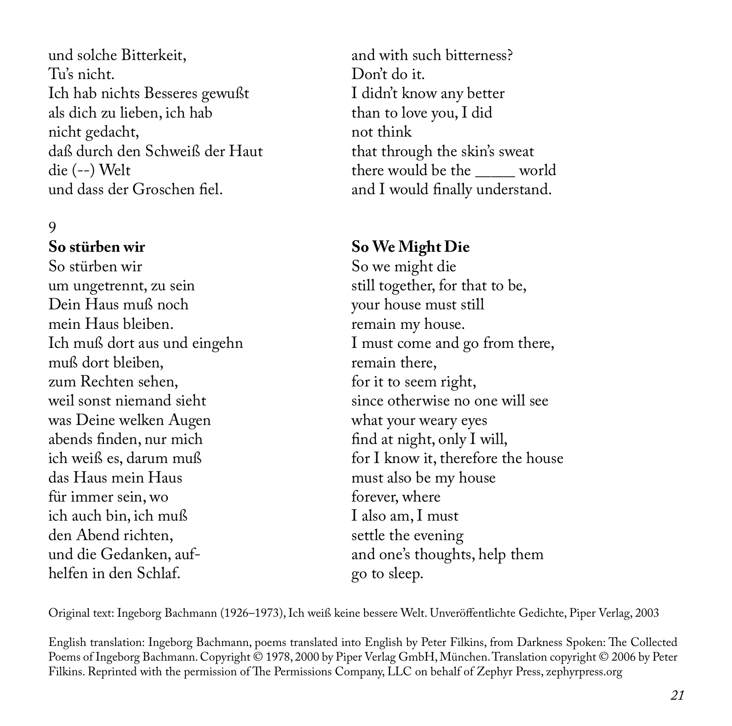und solche Bitterkeit,
Tu's nicht.
Ich hab nichts Besseres gewußt
als dich zu lieben, ich hab
nicht gedacht,
daß durch den Schweiß der Haut
die (--) Welt
und dass der Groschen fiel.

and with such bitterness?
Don't do it.
I didn't know any better
than to love you, I did
not think
that through the skin's sweat
there would be the _____ world
and I would finally understand.

9

**So stürben wir**

So stürben wir
um ungetrennt, zu sein
Dein Haus muß noch
mein Haus bleiben.
Ich muß dort aus und eingehn
muß dort bleiben,
zum Rechten sehen,
weil sonst niemand sieht
was Deine welken Augen
abends finden, nur mich
ich weiß es, darum muß
das Haus mein Haus
für immer sein, wo
ich auch bin, ich muß
den Abend richten,
und die Gedanken, auf-
helfen in den Schlaf.

**So We Might Die**

So we might die
still together, for that to be,
your house must still
remain my house.
I must come and go from there,
remain there,
for it to seem right,
since otherwise no one will see
what your weary eyes
find at night, only I will,
for I know it, therefore the house
must also be my house
forever, where
I also am, I must
settle the evening
and one's thoughts, help them
go to sleep.

Original text: Ingeborg Bachmann (1926–1973), Ich weiß keine bessere Welt. Unveröffentlichte Gedichte, Piper Verlag, 2003

English translation: Ingeborg Bachmann, poems translated into English by Peter Filkins, from Darkness Spoken: The Collected Poems of Ingeborg Bachmann. Copyright © 1978, 2000 by Piper Verlag GmbH, München. Translation copyright © 2006 by Peter Filkins. Reprinted with the permission of The Permissions Company, LLC on behalf of Zephyr Press, zephyrpress.org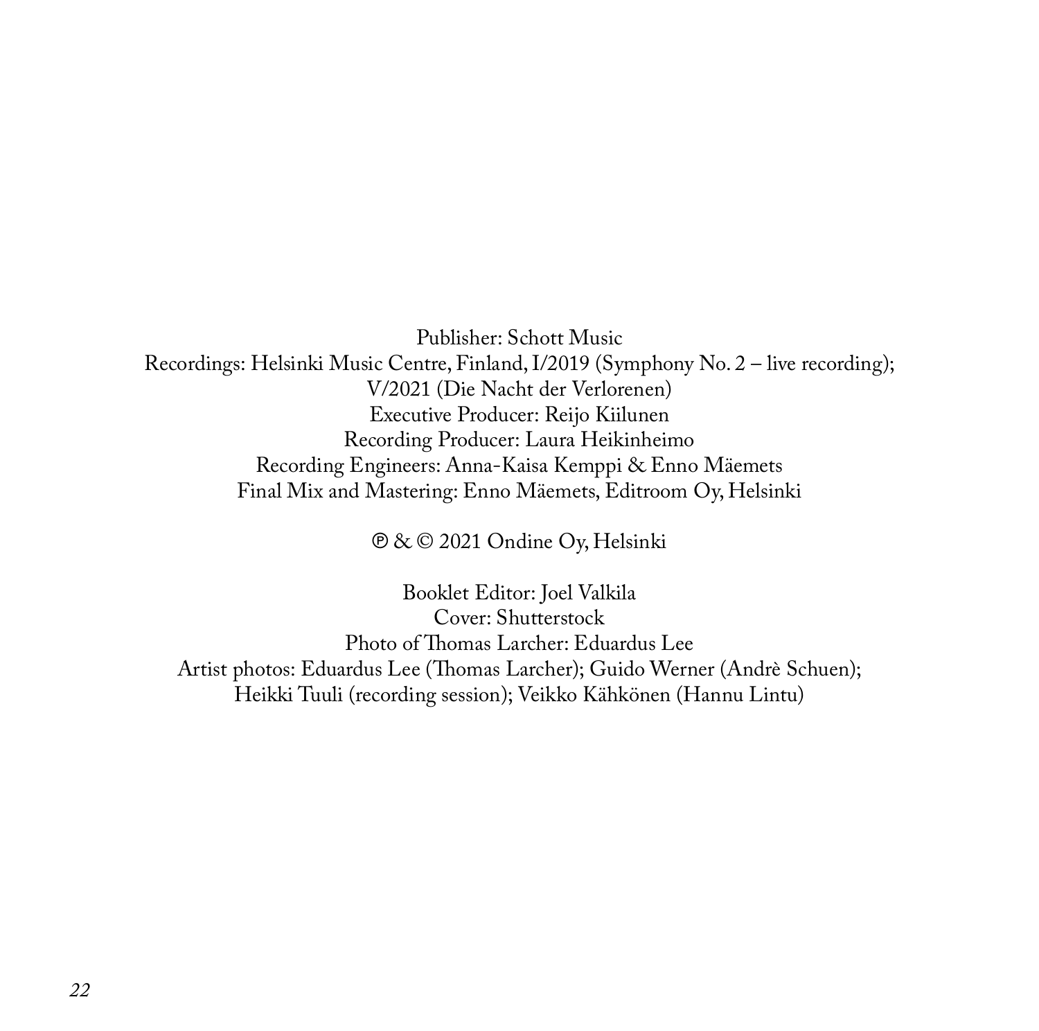Publisher: Schott Music
Recordings: Helsinki Music Centre, Finland, I/2019 (Symphony No. 2 – live recording);
V/2021 (Die Nacht der Verlorenen)
Executive Producer: Reijo Kiilunen
Recording Producer: Laura Heikinheimo
Recording Engineers: Anna-Kaisa Kemppi & Enno Mäemets
Final Mix and Mastering: Enno Mäemets, Editroom Oy, Helsinki

℗ & © 2021 Ondine Oy, Helsinki

Booklet Editor: Joel Valkila
Cover: Shutterstock
Photo of Thomas Larcher: Eduardus Lee
Artist photos: Eduardus Lee (Thomas Larcher); Guido Werner (Andrè Schuen);
Heikki Tuuli (recording session); Veikko Kähkönen (Hannu Lintu)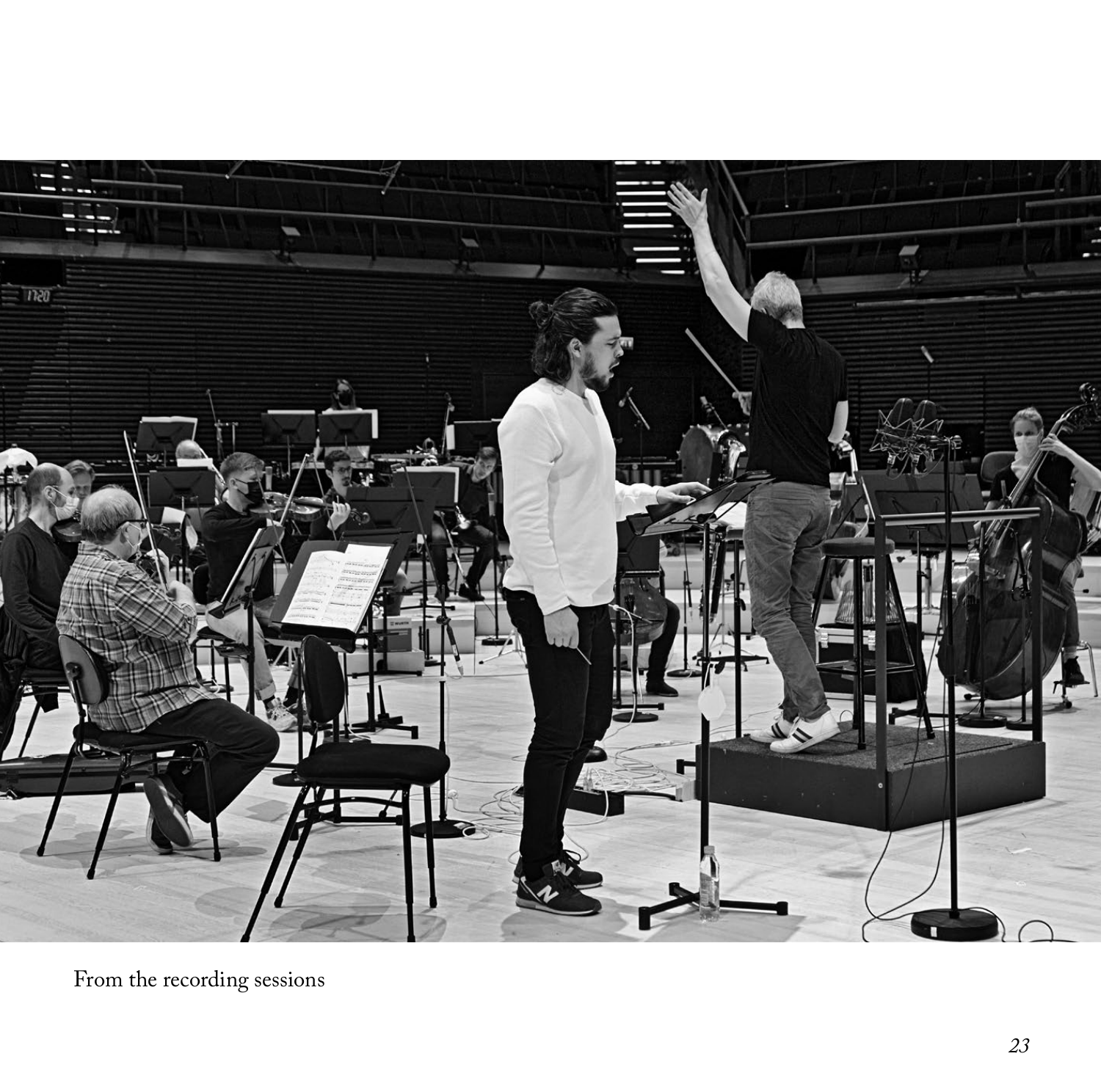From the recording sessions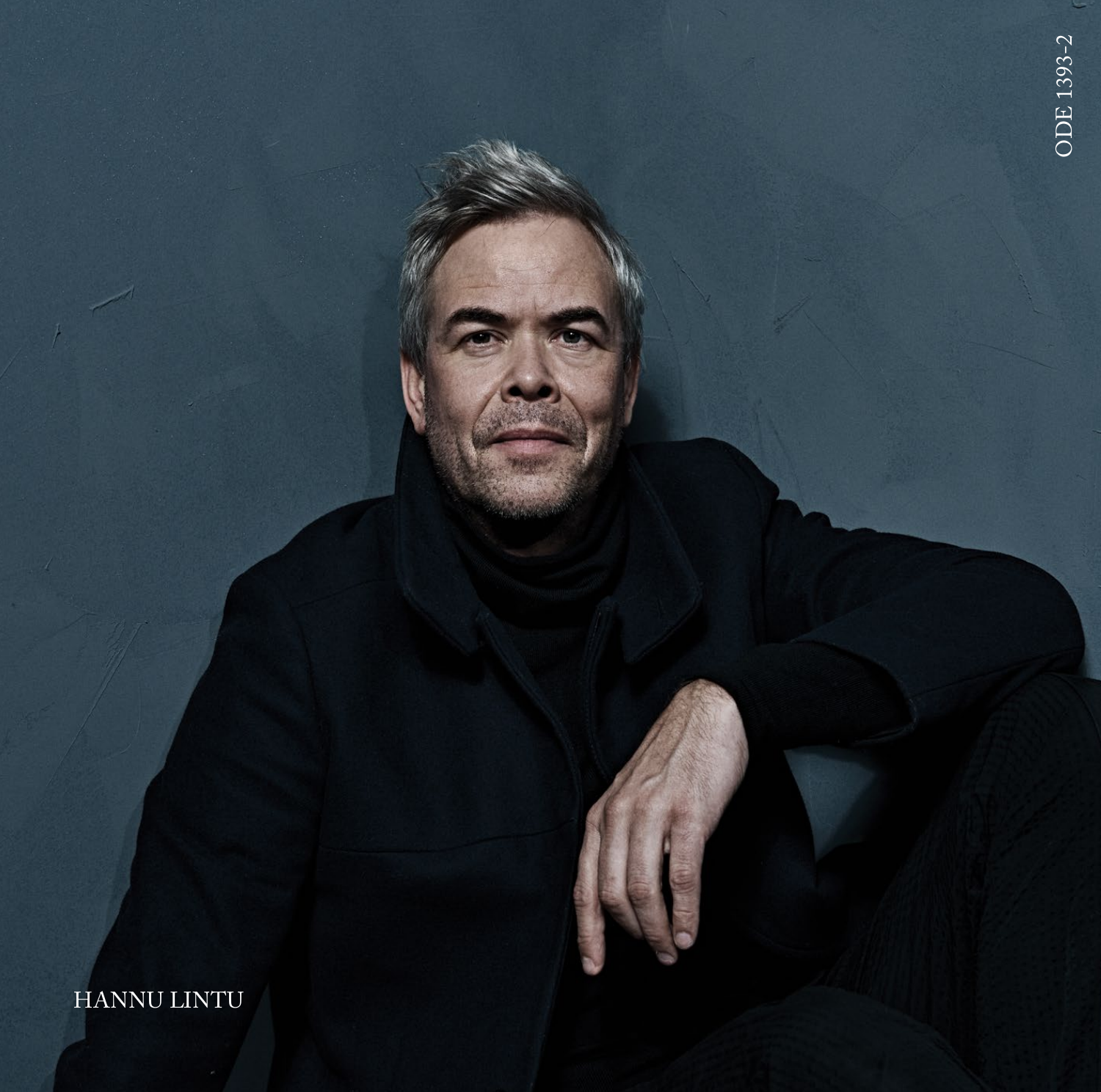HANNU LINTU

ODE 1393-2